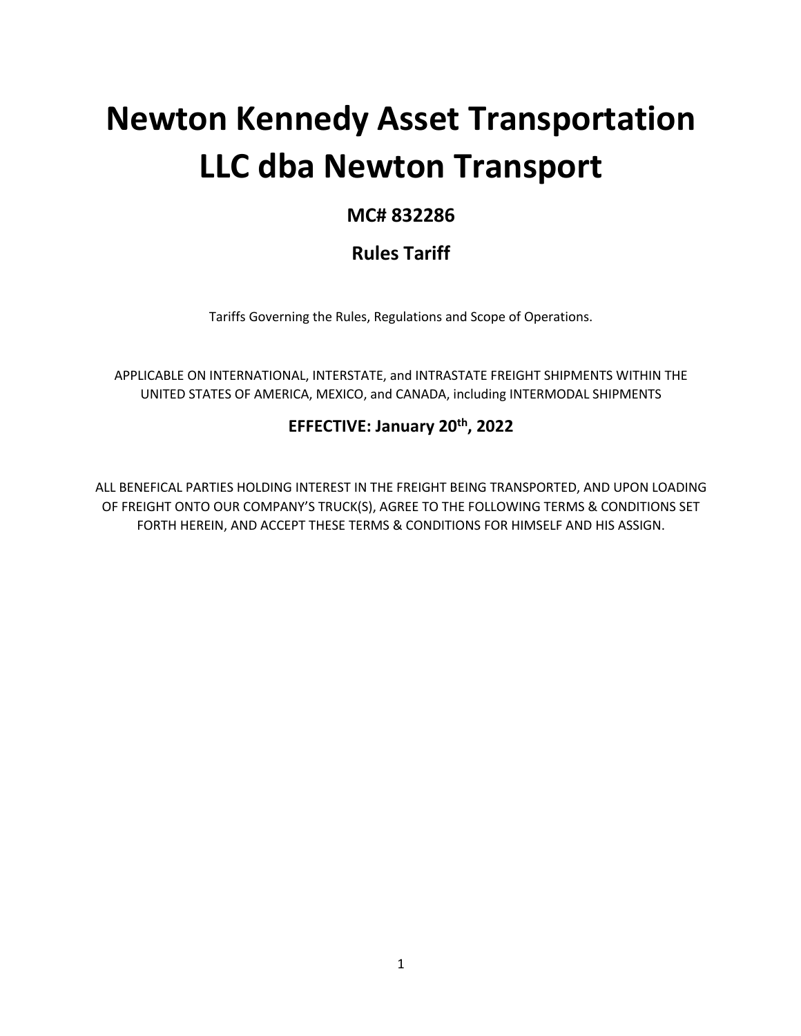# Newton Kennedy Asset Transportation LLC dba Newton Transport

## MC# 832286

## Rules Tariff

Tariffs Governing the Rules, Regulations and Scope of Operations.

APPLICABLE ON INTERNATIONAL, INTERSTATE, and INTRASTATE FREIGHT SHIPMENTS WITHIN THE UNITED STATES OF AMERICA, MEXICO, and CANADA, including INTERMODAL SHIPMENTS

**EFFECTIVE: January 20th, 2022**

ALL BENEFICAL PARTIES HOLDING INTEREST IN THE FREIGHT BEING TRANSPORTED, AND UPON LOADING OF FREIGHT ONTO OUR COMPANY'S TRUCK(S), AGREE TO THE FOLLOWING TERMS & CONDITIONS SET FORTH HEREIN, AND ACCEPT THESE TERMS & CONDITIONS FOR HIMSELF AND HIS ASSIGN.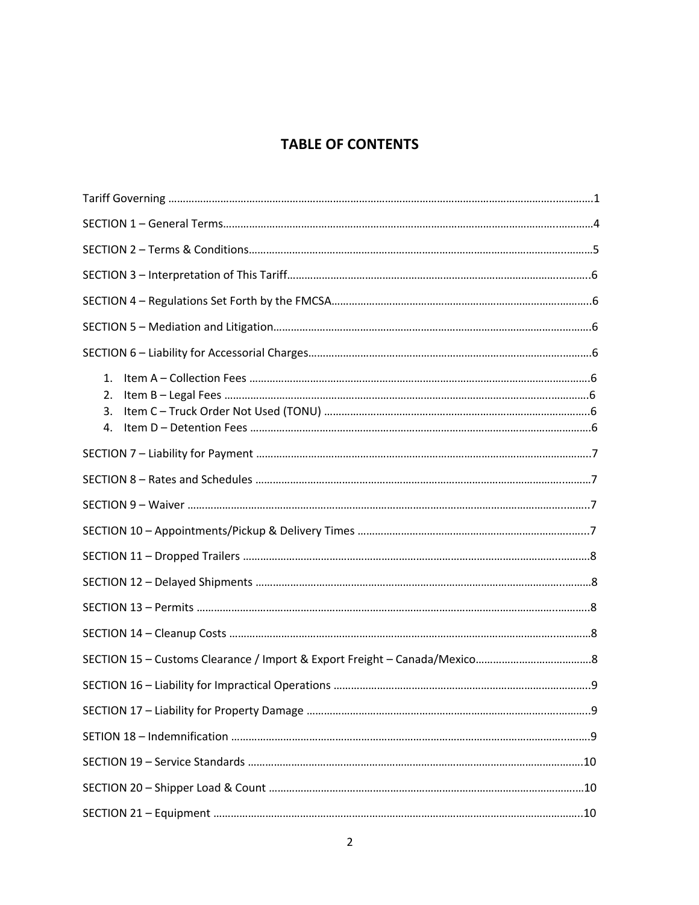## TABLE OF CONTENTS

Tariff Governing ........................................................................................................................................1

SECTION 1 – General Terms.......................................................................................................................4

SECTION 2 – Terms & Conditions...............................................................................................................5

SECTION 3 – Interpretation of This Tariff....................................................................................................6

SECTION 4 – Regulations Set Forth by the FMCSA......................................................................................6

SECTION 5 – Mediation and Litigation........................................................................................................6

SECTION 6 – Liability for Accessorial Charges.............................................................................................6

1. Item A – Collection Fees .......................................................................................................6
2. Item B – Legal Fees ...............................................................................................................6
3. Item C – Truck Order Not Used (TONU) ..................................................................................6
4. Item D – Detention Fees .......................................................................................................6

SECTION 7 – Liability for Payment ..............................................................................................................7

SECTION 8 – Rates and Schedules ..............................................................................................................7

SECTION 9 – Waiver ...................................................................................................................................7

SECTION 10 – Appointments/Pickup & Delivery Times ...............................................................................7

SECTION 11 – Dropped Trailers ..................................................................................................................8

SECTION 12 – Delayed Shipments ..............................................................................................................8

SECTION 13 – Permits ................................................................................................................................8

SECTION 14 – Cleanup Costs ......................................................................................................................8

SECTION 15 – Customs Clearance / Import & Export Freight – Canada/Mexico..........................................8

SECTION 16 – Liability for Impractical Operations ......................................................................................9

SECTION 17 – Liability for Property Damage ..............................................................................................9

SETION 18 – Indemnification .....................................................................................................................9

SECTION 19 – Service Standards ...............................................................................................................10

SECTION 20 – Shipper Load & Count ........................................................................................................10

SECTION 21 – Equipment ..........................................................................................................................10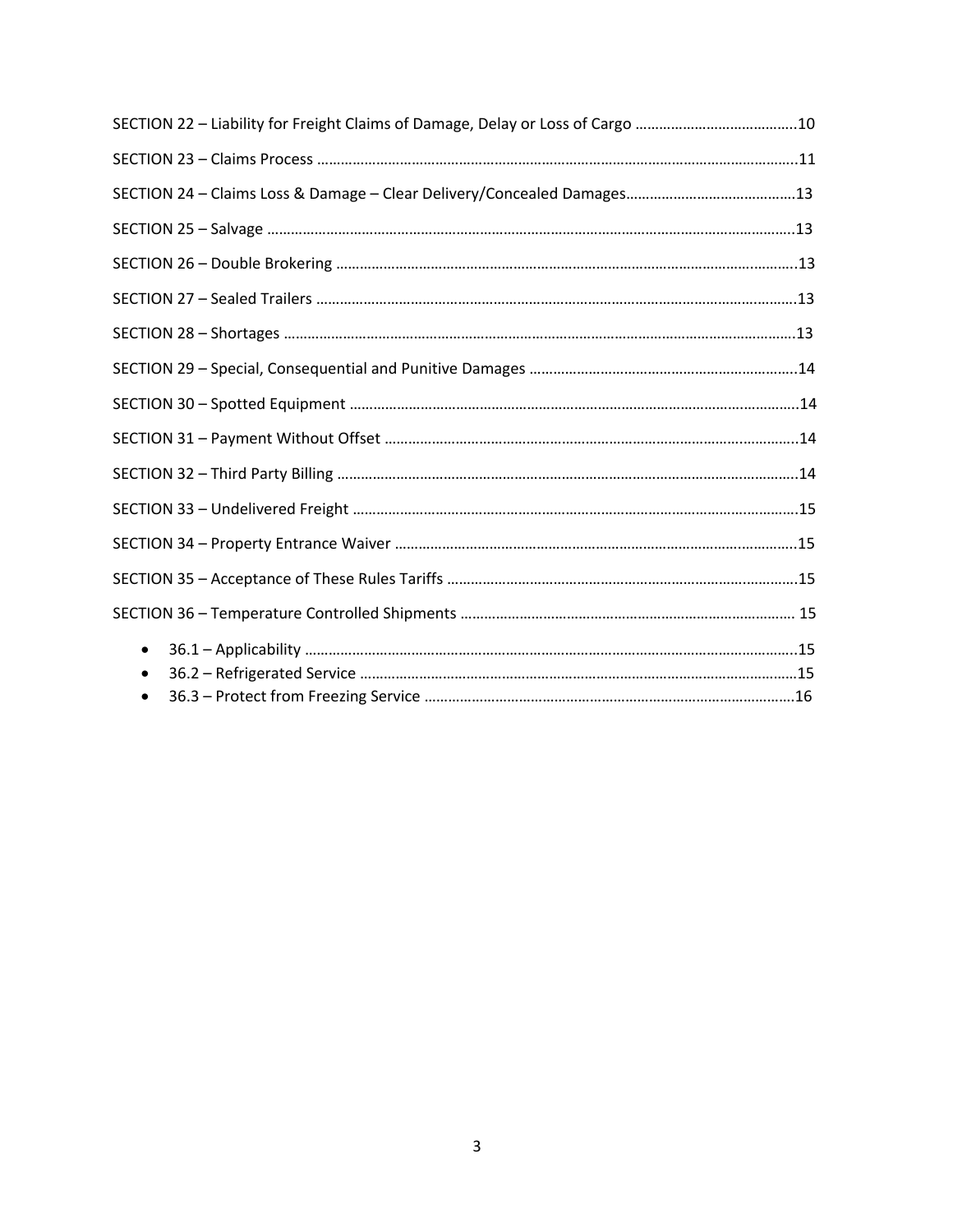SECTION 22 – Liability for Freight Claims of Damage, Delay or Loss of Cargo ........................................10

SECTION 23 – Claims Process ........................................................................................................................11

SECTION 24 – Claims Loss & Damage – Clear Delivery/Concealed Damages..........................................13

SECTION 25 – Salvage ....................................................................................................................................13

SECTION 26 – Double Brokering ....................................................................................................................13

SECTION 27 – Sealed Trailers .........................................................................................................................13

SECTION 28 – Shortages .................................................................................................................................13

SECTION 29 – Special, Consequential and Punitive Damages ....................................................................14

SECTION 30 – Spotted Equipment .................................................................................................................14

SECTION 31 – Payment Without Offset ........................................................................................................14

SECTION 32 – Third Party Billing ....................................................................................................................14

SECTION 33 – Undelivered Freight ................................................................................................................15

SECTION 34 – Property Entrance Waiver ......................................................................................................15

SECTION 35 – Acceptance of These Rules Tariffs .........................................................................................15

SECTION 36 – Temperature Controlled Shipments ..................................................................................... 15

- 36.1 – Applicability ............................................................................................................................15
- 36.2 – Refrigerated Service ..............................................................................................................15
- 36.3 – Protect from Freezing Service .............................................................................................16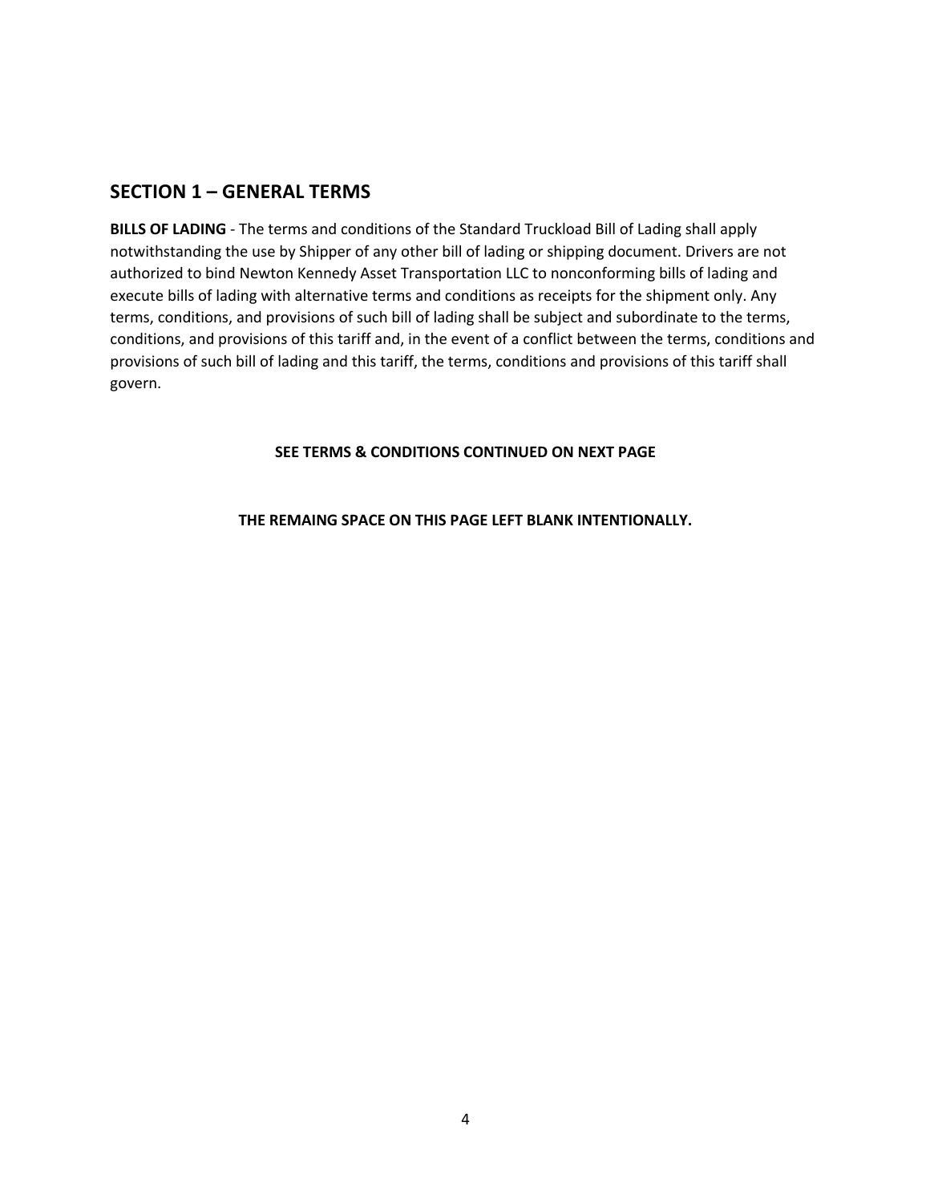## SECTION 1 – GENERAL TERMS

**BILLS OF LADING** - The terms and conditions of the Standard Truckload Bill of Lading shall apply notwithstanding the use by Shipper of any other bill of lading or shipping document. Drivers are not authorized to bind Newton Kennedy Asset Transportation LLC to nonconforming bills of lading and execute bills of lading with alternative terms and conditions as receipts for the shipment only. Any terms, conditions, and provisions of such bill of lading shall be subject and subordinate to the terms, conditions, and provisions of this tariff and, in the event of a conflict between the terms, conditions and provisions of such bill of lading and this tariff, the terms, conditions and provisions of this tariff shall govern.

**SEE TERMS & CONDITIONS CONTINUED ON NEXT PAGE**

**THE REMAING SPACE ON THIS PAGE LEFT BLANK INTENTIONALLY.**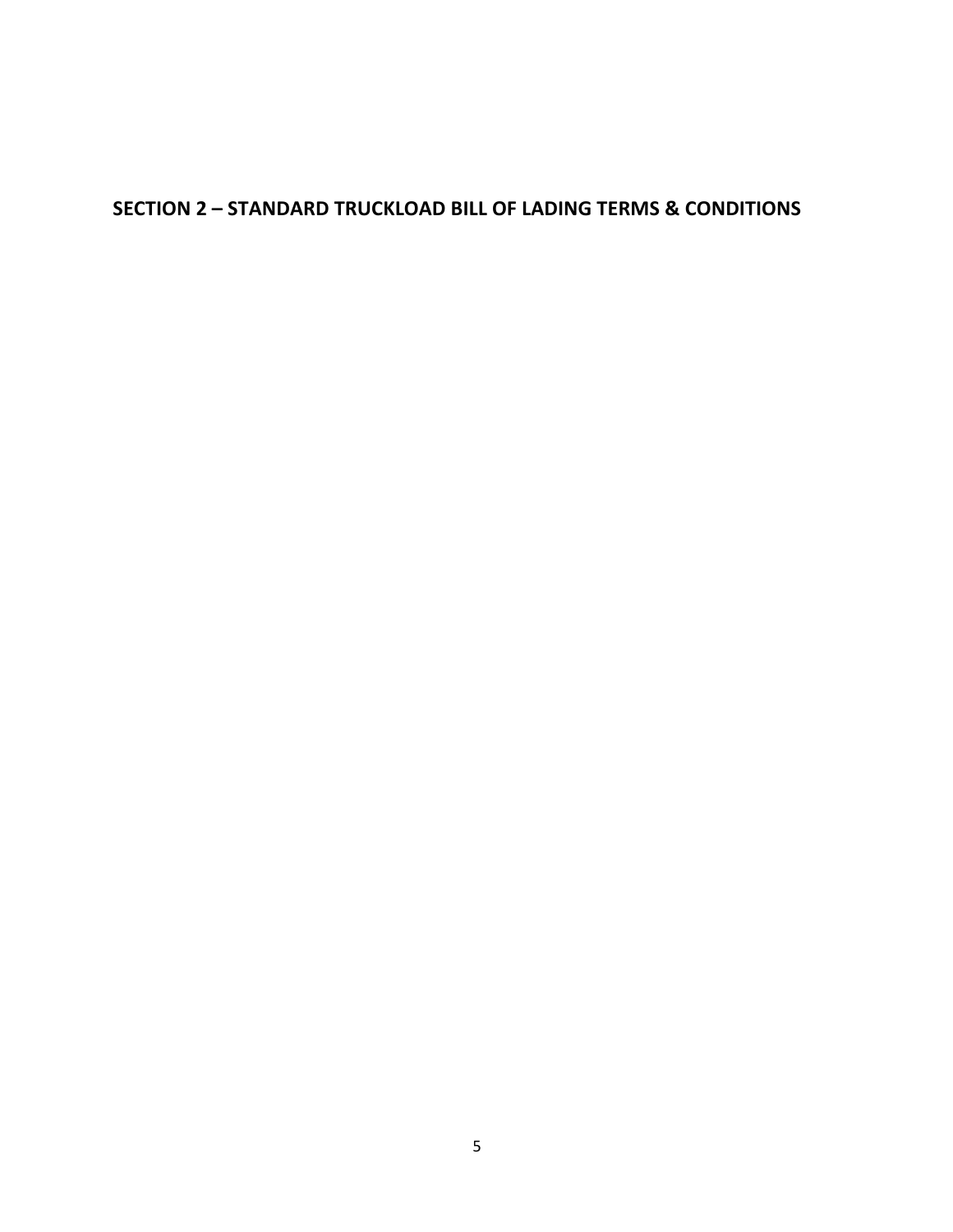## SECTION 2 – STANDARD TRUCKLOAD BILL OF LADING TERMS & CONDITIONS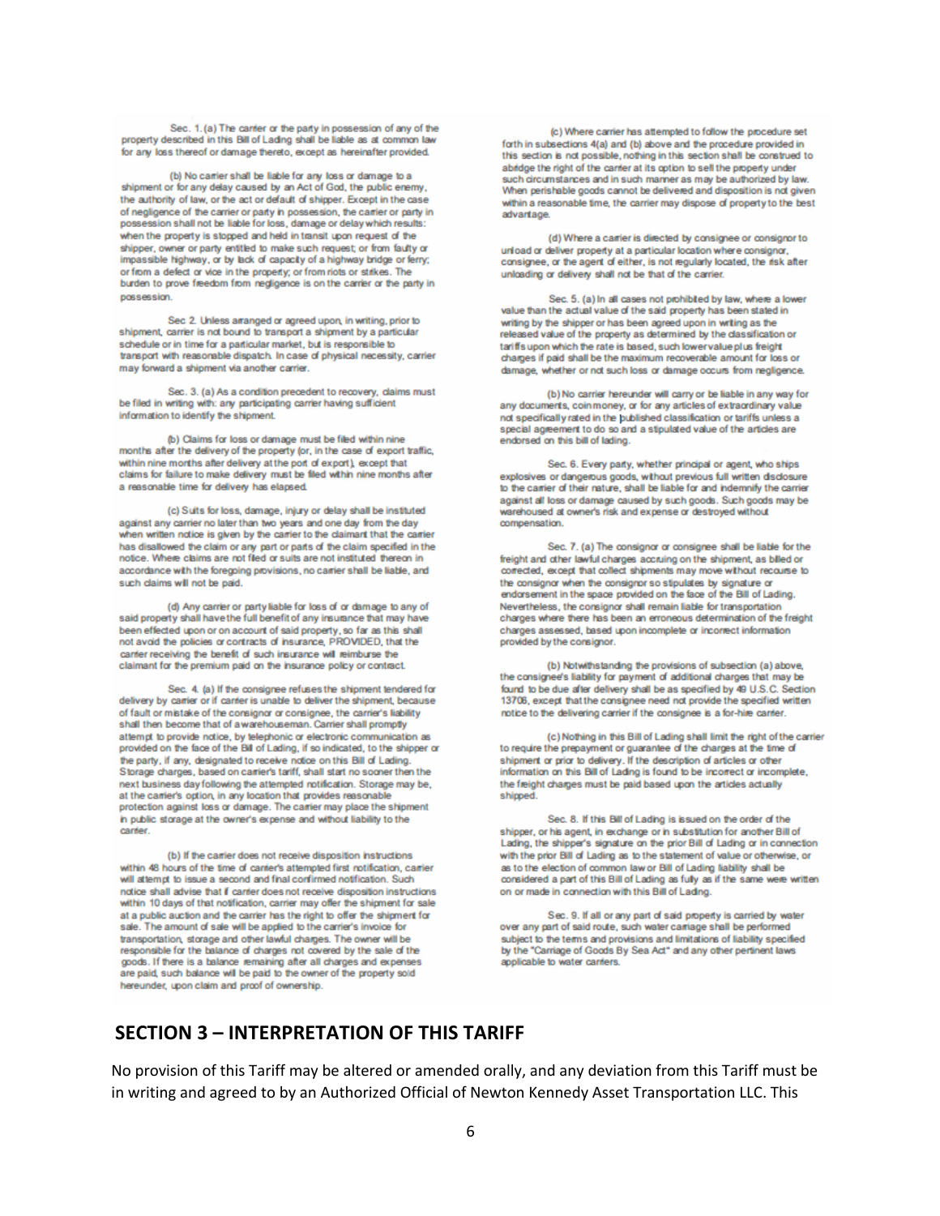Sec. 1. (a) The carrier or the party in possession of any of the property described in this Bill of Lading shall be liable as at common law for any loss thereof or damage thereto, except as hereinafter provided.

(b) No carrier shall be liable for any loss or damage to a shipment or for any delay caused by an Act of God, the public enemy, the authority of law, or the act or default of shipper. Except in the case of negligence of the carrier or party in possession, the carrier or party in possession shall not be liable for loss, damage or delay which results: when the property is stopped and held in transit upon request of the shipper, owner or party entitled to make such request; or from faulty or impassible highway, or by lack of capacity of a highway bridge or ferry; or from a defect or vice in the property; or from riots or strikes. The burden to prove freedom from negligence is on the carrier or the party in possession.

Sec 2. Unless arranged or agreed upon, in writing, prior to shipment, carrier is not bound to transport a shipment by a particular schedule or in time for a particular market, but is responsible to transport with reasonable dispatch. In case of physical necessity, carrier may forward a shipment via another carrier.

Sec. 3. (a) As a condition precedent to recovery, claims must be filed in writing with: any participating carrier having sufficient information to identify the shipment.

(b) Claims for loss or damage must be filed within nine months after the delivery of the property (or, in the case of export traffic, within nine months after delivery at the port of export), except that claims for failure to make delivery must be filed within nine months after a reasonable time for delivery has elapsed.

(c) Suits for loss, damage, injury or delay shall be instituted against any carrier no later than two years and one day from the day when written notice is given by the carrier to the claimant that the carrier has disallowed the claim or any part or parts of the claim specified in the notice. Where claims are not filed or suits are not instituted thereon in accordance with the foregoing provisions, no carrier shall be liable, and such claims will not be paid.

(d) Any carrier or party liable for loss of or damage to any of said property shall have the full benefit of any insurance that may have been effected upon or on account of said property, so far as this shall not avoid the policies or contracts of insurance, PROVIDED, that the carrier receiving the benefit of such insurance will reimburse the claimant for the premium paid on the insurance policy or contract.

Sec. 4. (a) If the consignee refuses the shipment tendered for delivery by carrier or if carrier is unable to deliver the shipment, because of fault or mistake of the consignor or consignee, the carrier's liability shall then become that of a warehouseman. Carrier shall promptly attempt to provide notice, by telephonic or electronic communication as provided on the face of the Bill of Lading, if so indicated, to the shipper or the party, if any, designated to receive notice on this Bill of Lading. Storage charges, based on carrier's tariff, shall start no sooner then the next business day following the attempted notification. Storage may be, at the carrier's option, in any location that provides reasonable protection against loss or damage. The carrier may place the shipment in public storage at the owner's expense and without liability to the carrier.

(b) If the carrier does not receive disposition instructions within 48 hours of the time of carrier's attempted first notification, carrier will attempt to issue a second and final confirmed notification. Such notice shall advise that if carrier does not receive disposition instructions within 10 days of that notification, carrier may offer the shipment for sale at a public auction and the carrier has the right to offer the shipment for sale. The amount of sale will be applied to the carrier's invoice for transportation, storage and other lawful charges. The owner will be responsible for the balance of charges not covered by the sale of the goods. If there is a balance remaining after all charges and expenses are paid, such balance will be paid to the owner of the property sold hereunder, upon claim and proof of ownership.

(c) Where carrier has attempted to follow the procedure set forth in subsections 4(a) and (b) above and the procedure provided in this section is not possible, nothing in this section shall be construed to abridge the right of the carrier at its option to sell the property under such circumstances and in such manner as may be authorized by law. When perishable goods cannot be delivered and disposition is not given within a reasonable time, the carrier may dispose of property to the best advantage.

(d) Where a carrier is directed by consignee or consignor to unload or deliver property at a particular location where consignor, consignee, or the agent of either, is not regularly located, the risk after unloading or delivery shall not be that of the carrier.

Sec. 5. (a) In all cases not prohibited by law, where a lower value than the actual value of the said property has been stated in writing by the shipper or has been agreed upon in writing as the released value of the property as determined by the classification or tariffs upon which the rate is based, such lower value plus freight charges if paid shall be the maximum recoverable amount for loss or damage, whether or not such loss or damage occurs from negligence.

(b) No carrier hereunder will carry or be liable in any way for any documents, coin money, or for any articles of extraordinary value not specifically rated in the published classification or tariffs unless a special agreement to do so and a stipulated value of the articles are endorsed on this bill of lading.

Sec. 6. Every party, whether principal or agent, who ships explosives or dangerous goods, without previous full written disclosure to the carrier of their nature, shall be liable for and indemnify the carrier against all loss or damage caused by such goods. Such goods may be warehoused at owner's risk and expense or destroyed without compensation.

Sec. 7. (a) The consignor or consignee shall be liable for the freight and other lawful charges accruing on the shipment, as billed or corrected, except that collect shipments may move without recourse to the consignor when the consignor so stipulates by signature or endorsement in the space provided on the face of the Bill of Lading. Nevertheless, the consignor shall remain liable for transportation charges where there has been an erroneous determination of the freight charges assessed, based upon incomplete or incorrect information provided by the consignor.

(b) Notwithstanding the provisions of subsection (a) above, the consignee's liability for payment of additional charges that may be found to be due after delivery shall be as specified by 49 U.S.C. Section 13706, except that the consignee need not provide the specified written notice to the delivering carrier if the consignee is a for-hire carrier.

(c) Nothing in this Bill of Lading shall limit the right of the carrier to require the prepayment or guarantee of the charges at the time of shipment or prior to delivery. If the description of articles or other information on this Bill of Lading is found to be incorrect or incomplete, the freight charges must be paid based upon the articles actually shipped.

Sec. 8. If this Bill of Lading is issued on the order of the shipper, or his agent, in exchange or in substitution for another Bill of Lading, the shipper's signature on the prior Bill of Lading or in connection with the prior Bill of Lading as to the statement of value or otherwise, or as to the election of common law or Bill of Lading liability shall be considered a part of this Bill of Lading as fully as if the same were written on or made in connection with this Bill of Lading.

Sec. 9. If all or any part of said property is carried by water over any part of said route, such water carriage shall be performed subject to the terms and provisions and limitations of liability specified by the "Carriage of Goods By Sea Act" and any other pertinent laws applicable to water carriers.

## SECTION 3 – INTERPRETATION OF THIS TARIFF

No provision of this Tariff may be altered or amended orally, and any deviation from this Tariff must be in writing and agreed to by an Authorized Official of Newton Kennedy Asset Transportation LLC. This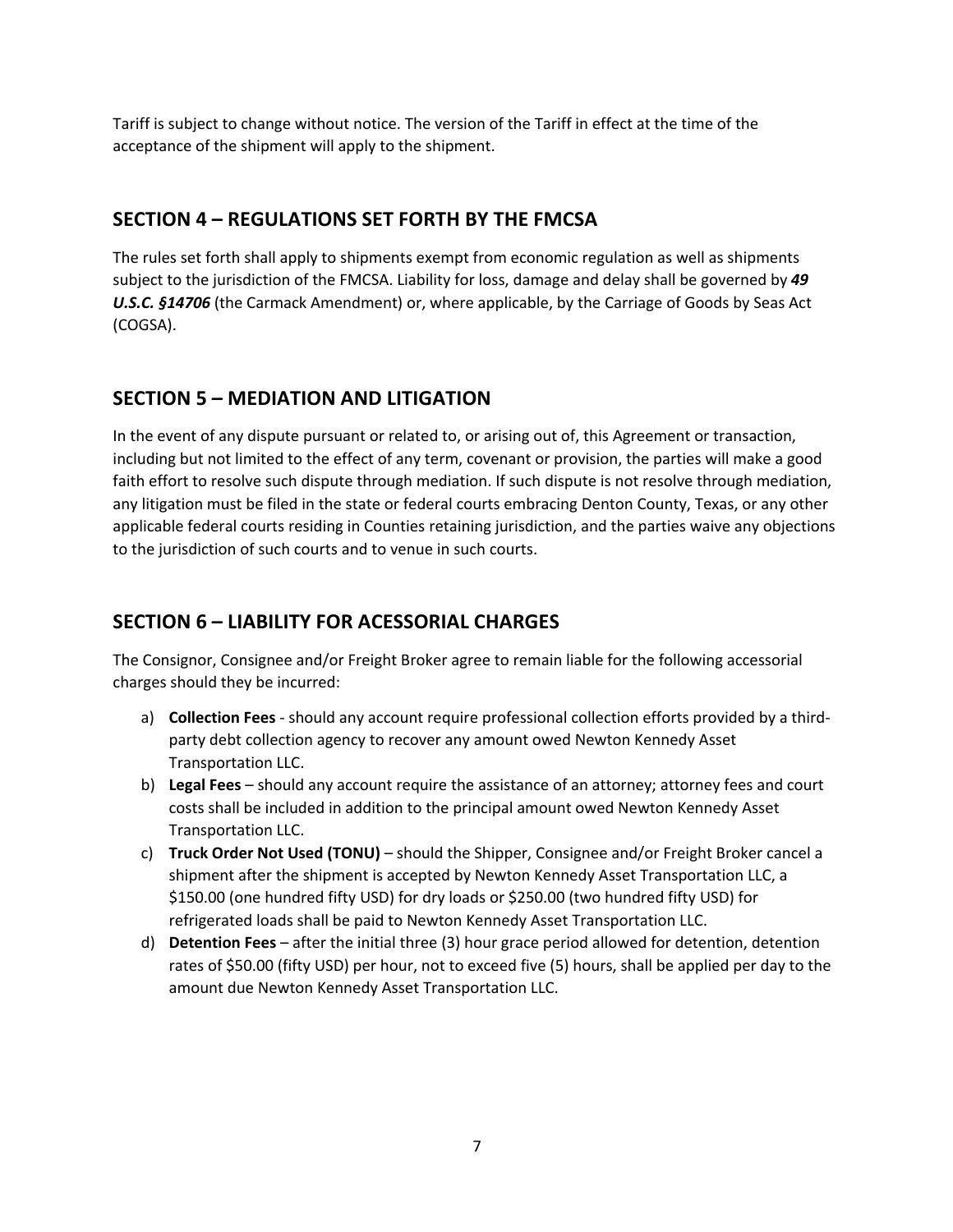Tariff is subject to change without notice. The version of the Tariff in effect at the time of the acceptance of the shipment will apply to the shipment.

## SECTION 4 – REGULATIONS SET FORTH BY THE FMCSA

The rules set forth shall apply to shipments exempt from economic regulation as well as shipments subject to the jurisdiction of the FMCSA. Liability for loss, damage and delay shall be governed by ***49 U.S.C. §14706*** (the Carmack Amendment) or, where applicable, by the Carriage of Goods by Seas Act (COGSA).

## SECTION 5 – MEDIATION AND LITIGATION

In the event of any dispute pursuant or related to, or arising out of, this Agreement or transaction, including but not limited to the effect of any term, covenant or provision, the parties will make a good faith effort to resolve such dispute through mediation. If such dispute is not resolve through mediation, any litigation must be filed in the state or federal courts embracing Denton County, Texas, or any other applicable federal courts residing in Counties retaining jurisdiction, and the parties waive any objections to the jurisdiction of such courts and to venue in such courts.

## SECTION 6 – LIABILITY FOR ACESSORIAL CHARGES

The Consignor, Consignee and/or Freight Broker agree to remain liable for the following accessorial charges should they be incurred:

a) **Collection Fees** - should any account require professional collection efforts provided by a third-party debt collection agency to recover any amount owed Newton Kennedy Asset Transportation LLC.
b) **Legal Fees** – should any account require the assistance of an attorney; attorney fees and court costs shall be included in addition to the principal amount owed Newton Kennedy Asset Transportation LLC.
c) **Truck Order Not Used (TONU)** – should the Shipper, Consignee and/or Freight Broker cancel a shipment after the shipment is accepted by Newton Kennedy Asset Transportation LLC, a $150.00 (one hundred fifty USD) for dry loads or $250.00 (two hundred fifty USD) for refrigerated loads shall be paid to Newton Kennedy Asset Transportation LLC.
d) **Detention Fees** – after the initial three (3) hour grace period allowed for detention, detention rates of $50.00 (fifty USD) per hour, not to exceed five (5) hours, shall be applied per day to the amount due Newton Kennedy Asset Transportation LLC.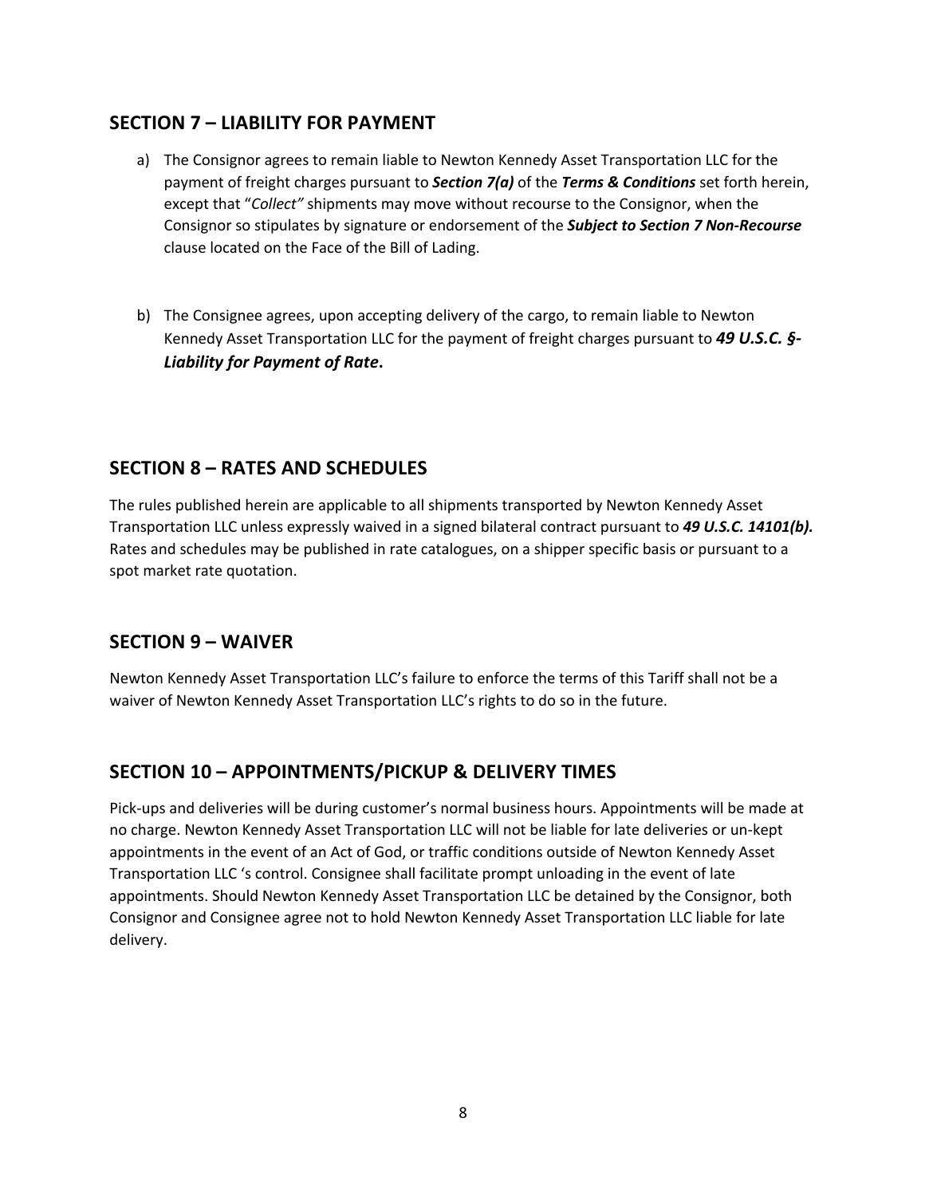## SECTION 7 – LIABILITY FOR PAYMENT

a) The Consignor agrees to remain liable to Newton Kennedy Asset Transportation LLC for the payment of freight charges pursuant to ***Section 7(a)*** of the ***Terms & Conditions*** set forth herein, except that "*Collect"* shipments may move without recourse to the Consignor, when the Consignor so stipulates by signature or endorsement of the ***Subject to Section 7 Non-Recourse*** clause located on the Face of the Bill of Lading.

b) The Consignee agrees, upon accepting delivery of the cargo, to remain liable to Newton Kennedy Asset Transportation LLC for the payment of freight charges pursuant to ***49 U.S.C. §- Liability for Payment of Rate*****.**

## SECTION 8 – RATES AND SCHEDULES

The rules published herein are applicable to all shipments transported by Newton Kennedy Asset Transportation LLC unless expressly waived in a signed bilateral contract pursuant to ***49 U.S.C. 14101(b).*** Rates and schedules may be published in rate catalogues, on a shipper specific basis or pursuant to a spot market rate quotation.

## SECTION 9 – WAIVER

Newton Kennedy Asset Transportation LLC's failure to enforce the terms of this Tariff shall not be a waiver of Newton Kennedy Asset Transportation LLC's rights to do so in the future.

## SECTION 10 – APPOINTMENTS/PICKUP & DELIVERY TIMES

Pick-ups and deliveries will be during customer's normal business hours. Appointments will be made at no charge. Newton Kennedy Asset Transportation LLC will not be liable for late deliveries or un-kept appointments in the event of an Act of God, or traffic conditions outside of Newton Kennedy Asset Transportation LLC 's control. Consignee shall facilitate prompt unloading in the event of late appointments. Should Newton Kennedy Asset Transportation LLC be detained by the Consignor, both Consignor and Consignee agree not to hold Newton Kennedy Asset Transportation LLC liable for late delivery.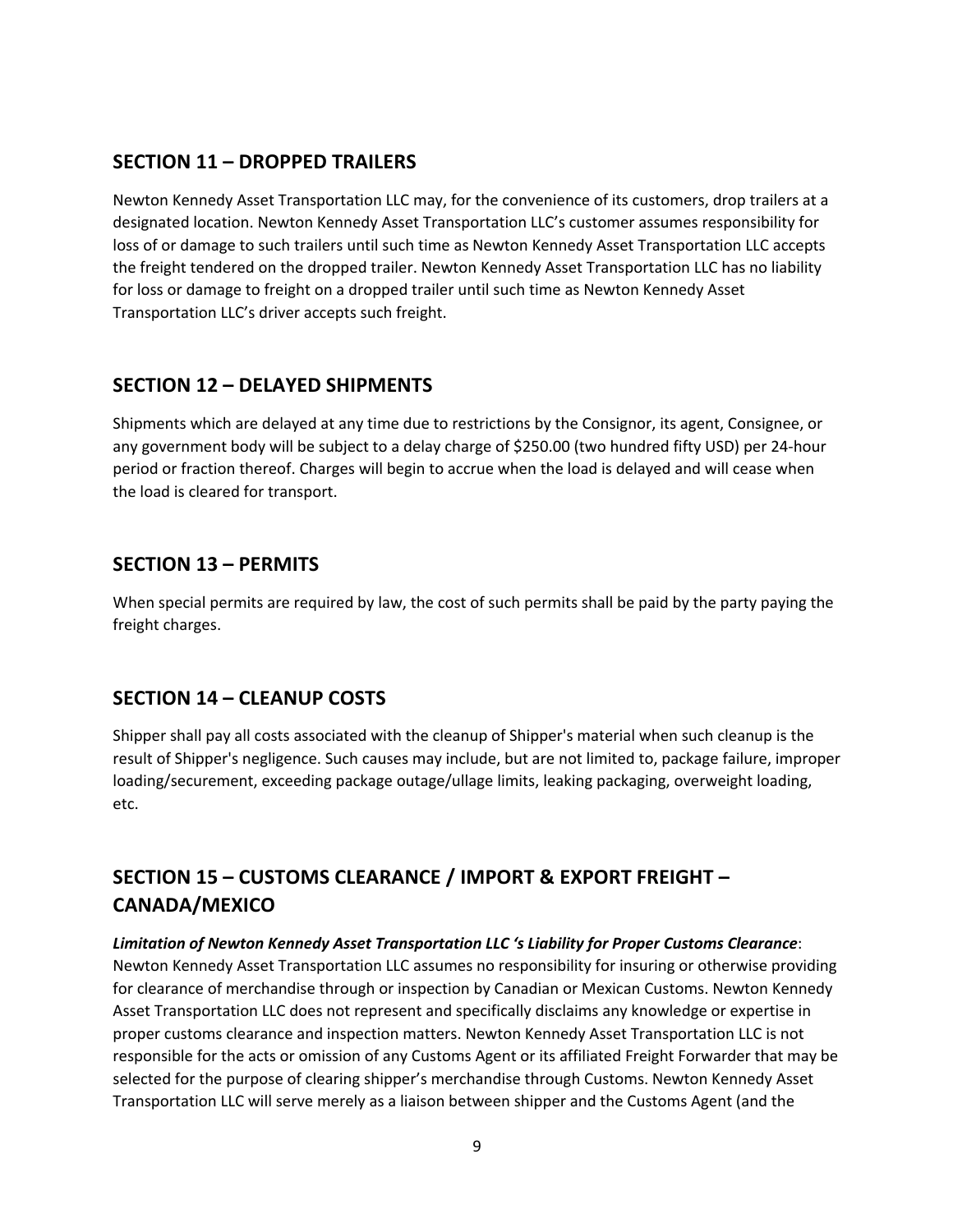## SECTION 11 – DROPPED TRAILERS

Newton Kennedy Asset Transportation LLC may, for the convenience of its customers, drop trailers at a designated location. Newton Kennedy Asset Transportation LLC's customer assumes responsibility for loss of or damage to such trailers until such time as Newton Kennedy Asset Transportation LLC accepts the freight tendered on the dropped trailer. Newton Kennedy Asset Transportation LLC has no liability for loss or damage to freight on a dropped trailer until such time as Newton Kennedy Asset Transportation LLC's driver accepts such freight.

## SECTION 12 – DELAYED SHIPMENTS

Shipments which are delayed at any time due to restrictions by the Consignor, its agent, Consignee, or any government body will be subject to a delay charge of $250.00 (two hundred fifty USD) per 24-hour period or fraction thereof. Charges will begin to accrue when the load is delayed and will cease when the load is cleared for transport.

## SECTION 13 – PERMITS

When special permits are required by law, the cost of such permits shall be paid by the party paying the freight charges.

## SECTION 14 – CLEANUP COSTS

Shipper shall pay all costs associated with the cleanup of Shipper's material when such cleanup is the result of Shipper's negligence. Such causes may include, but are not limited to, package failure, improper loading/securement, exceeding package outage/ullage limits, leaking packaging, overweight loading, etc.

## SECTION 15 – CUSTOMS CLEARANCE / IMPORT & EXPORT FREIGHT – CANADA/MEXICO

***Limitation of Newton Kennedy Asset Transportation LLC 's Liability for Proper Customs Clearance***: Newton Kennedy Asset Transportation LLC assumes no responsibility for insuring or otherwise providing for clearance of merchandise through or inspection by Canadian or Mexican Customs. Newton Kennedy Asset Transportation LLC does not represent and specifically disclaims any knowledge or expertise in proper customs clearance and inspection matters. Newton Kennedy Asset Transportation LLC is not responsible for the acts or omission of any Customs Agent or its affiliated Freight Forwarder that may be selected for the purpose of clearing shipper's merchandise through Customs. Newton Kennedy Asset Transportation LLC will serve merely as a liaison between shipper and the Customs Agent (and the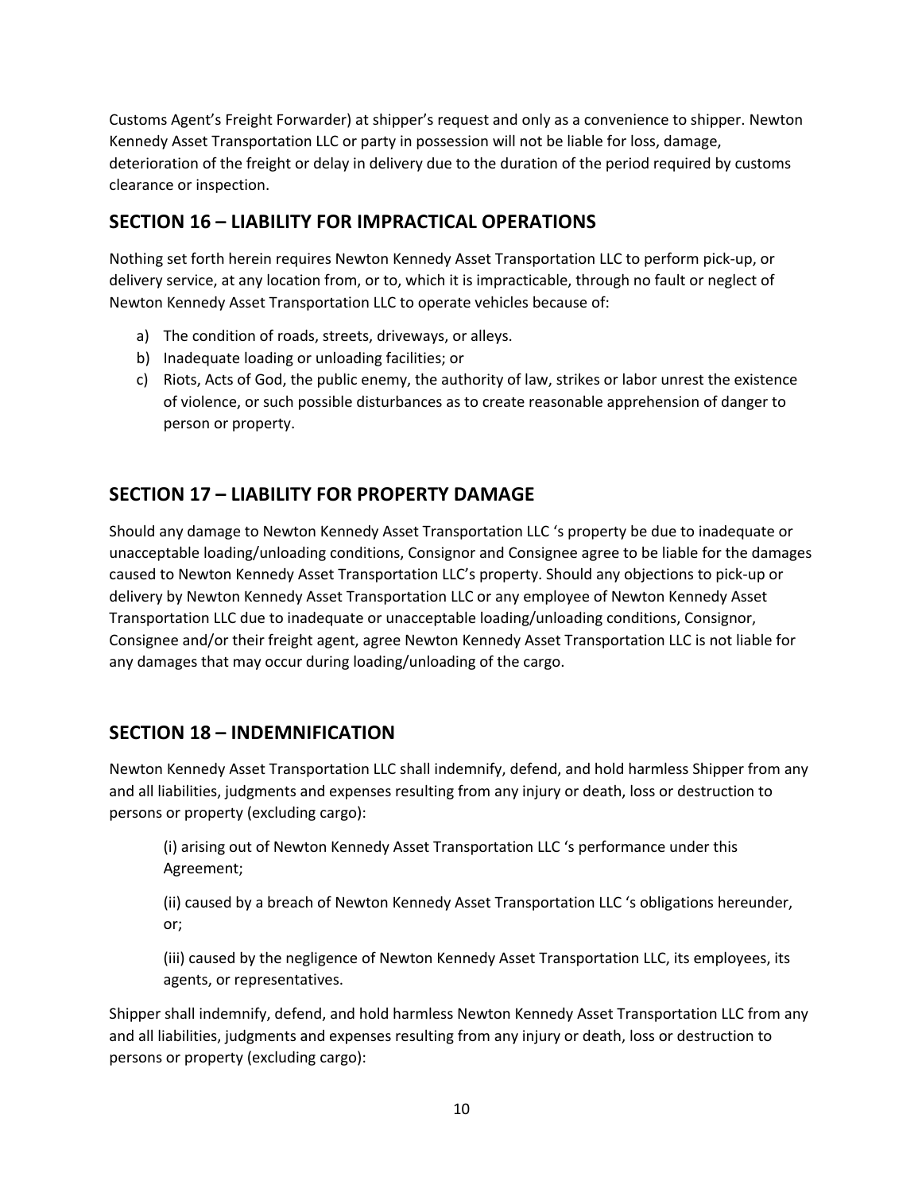Customs Agent's Freight Forwarder) at shipper's request and only as a convenience to shipper. Newton Kennedy Asset Transportation LLC or party in possession will not be liable for loss, damage, deterioration of the freight or delay in delivery due to the duration of the period required by customs clearance or inspection.

## SECTION 16 – LIABILITY FOR IMPRACTICAL OPERATIONS

Nothing set forth herein requires Newton Kennedy Asset Transportation LLC to perform pick-up, or delivery service, at any location from, or to, which it is impracticable, through no fault or neglect of Newton Kennedy Asset Transportation LLC to operate vehicles because of:

a) The condition of roads, streets, driveways, or alleys.
b) Inadequate loading or unloading facilities; or
c) Riots, Acts of God, the public enemy, the authority of law, strikes or labor unrest the existence of violence, or such possible disturbances as to create reasonable apprehension of danger to person or property.

## SECTION 17 – LIABILITY FOR PROPERTY DAMAGE

Should any damage to Newton Kennedy Asset Transportation LLC 's property be due to inadequate or unacceptable loading/unloading conditions, Consignor and Consignee agree to be liable for the damages caused to Newton Kennedy Asset Transportation LLC's property. Should any objections to pick-up or delivery by Newton Kennedy Asset Transportation LLC or any employee of Newton Kennedy Asset Transportation LLC due to inadequate or unacceptable loading/unloading conditions, Consignor, Consignee and/or their freight agent, agree Newton Kennedy Asset Transportation LLC is not liable for any damages that may occur during loading/unloading of the cargo.

## SECTION 18 – INDEMNIFICATION

Newton Kennedy Asset Transportation LLC shall indemnify, defend, and hold harmless Shipper from any and all liabilities, judgments and expenses resulting from any injury or death, loss or destruction to persons or property (excluding cargo):

(i) arising out of Newton Kennedy Asset Transportation LLC 's performance under this Agreement;

(ii) caused by a breach of Newton Kennedy Asset Transportation LLC 's obligations hereunder, or;

(iii) caused by the negligence of Newton Kennedy Asset Transportation LLC, its employees, its agents, or representatives.

Shipper shall indemnify, defend, and hold harmless Newton Kennedy Asset Transportation LLC from any and all liabilities, judgments and expenses resulting from any injury or death, loss or destruction to persons or property (excluding cargo):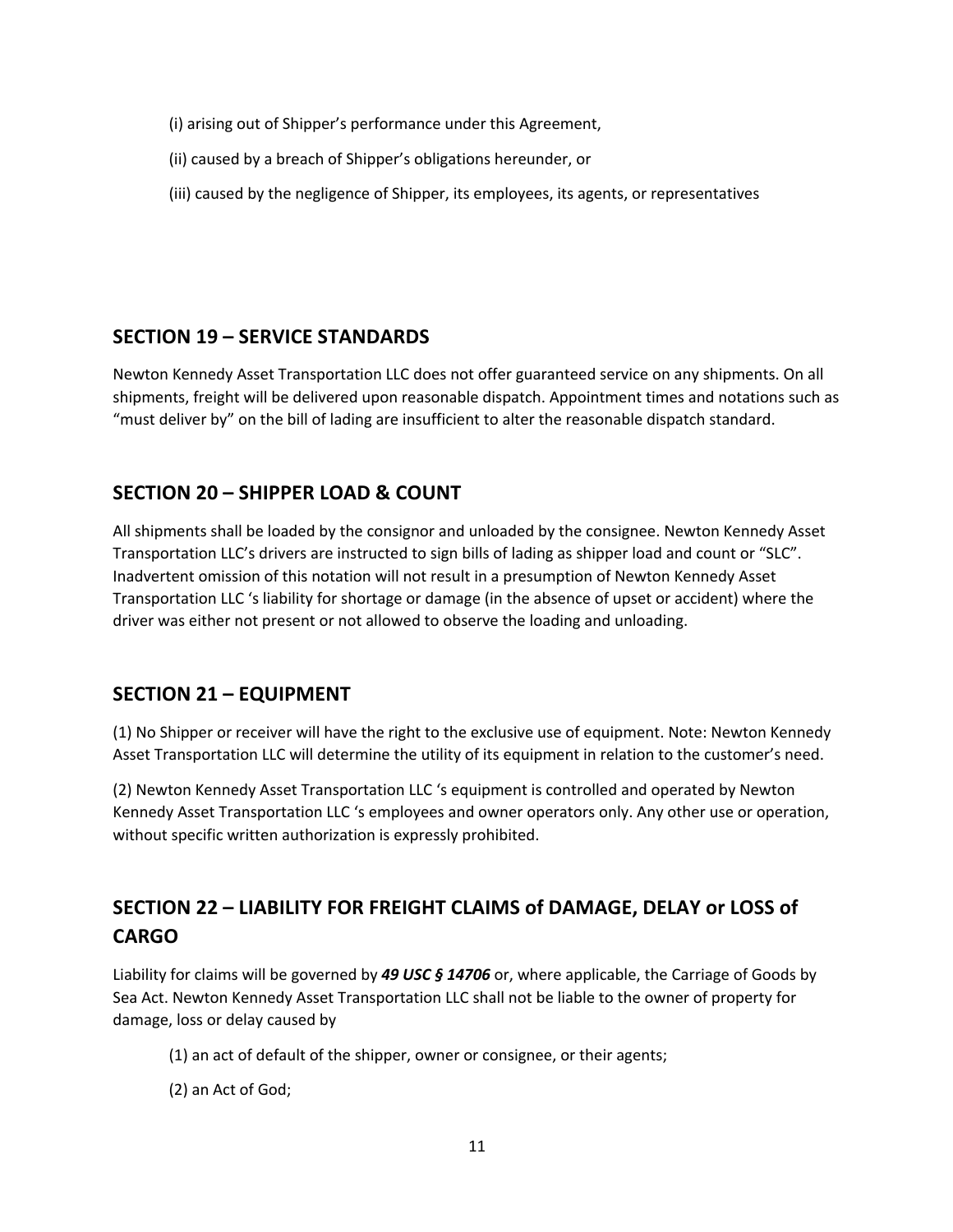(i) arising out of Shipper's performance under this Agreement,

(ii) caused by a breach of Shipper's obligations hereunder, or

(iii) caused by the negligence of Shipper, its employees, its agents, or representatives

## SECTION 19 – SERVICE STANDARDS

Newton Kennedy Asset Transportation LLC does not offer guaranteed service on any shipments. On all shipments, freight will be delivered upon reasonable dispatch. Appointment times and notations such as "must deliver by" on the bill of lading are insufficient to alter the reasonable dispatch standard.

## SECTION 20 – SHIPPER LOAD & COUNT

All shipments shall be loaded by the consignor and unloaded by the consignee. Newton Kennedy Asset Transportation LLC's drivers are instructed to sign bills of lading as shipper load and count or "SLC". Inadvertent omission of this notation will not result in a presumption of Newton Kennedy Asset Transportation LLC 's liability for shortage or damage (in the absence of upset or accident) where the driver was either not present or not allowed to observe the loading and unloading.

## SECTION 21 – EQUIPMENT

(1) No Shipper or receiver will have the right to the exclusive use of equipment. Note: Newton Kennedy Asset Transportation LLC will determine the utility of its equipment in relation to the customer's need.

(2) Newton Kennedy Asset Transportation LLC 's equipment is controlled and operated by Newton Kennedy Asset Transportation LLC 's employees and owner operators only. Any other use or operation, without specific written authorization is expressly prohibited.

## SECTION 22 – LIABILITY FOR FREIGHT CLAIMS of DAMAGE, DELAY or LOSS of CARGO

Liability for claims will be governed by ***49 USC § 14706*** or, where applicable, the Carriage of Goods by Sea Act. Newton Kennedy Asset Transportation LLC shall not be liable to the owner of property for damage, loss or delay caused by

(1) an act of default of the shipper, owner or consignee, or their agents;

(2) an Act of God;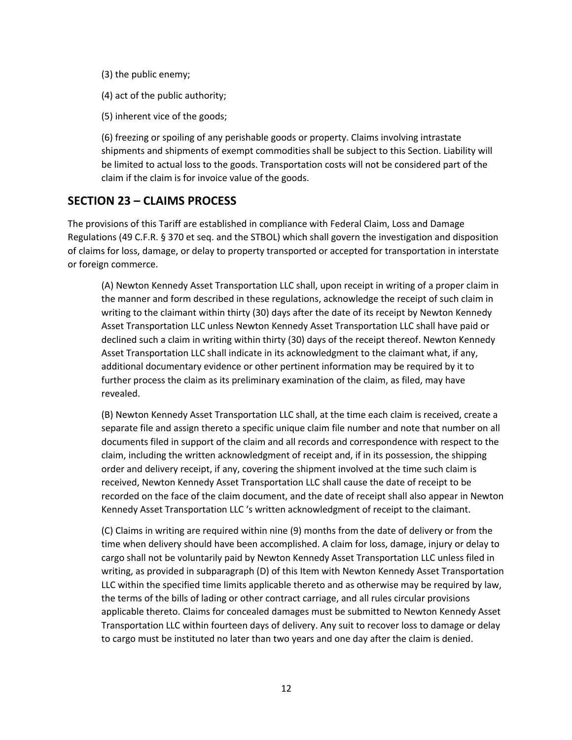(3) the public enemy;

(4) act of the public authority;

(5) inherent vice of the goods;

(6) freezing or spoiling of any perishable goods or property. Claims involving intrastate shipments and shipments of exempt commodities shall be subject to this Section. Liability will be limited to actual loss to the goods. Transportation costs will not be considered part of the claim if the claim is for invoice value of the goods.

## SECTION 23 – CLAIMS PROCESS

The provisions of this Tariff are established in compliance with Federal Claim, Loss and Damage Regulations (49 C.F.R. § 370 et seq. and the STBOL) which shall govern the investigation and disposition of claims for loss, damage, or delay to property transported or accepted for transportation in interstate or foreign commerce.

(A) Newton Kennedy Asset Transportation LLC shall, upon receipt in writing of a proper claim in the manner and form described in these regulations, acknowledge the receipt of such claim in writing to the claimant within thirty (30) days after the date of its receipt by Newton Kennedy Asset Transportation LLC unless Newton Kennedy Asset Transportation LLC shall have paid or declined such a claim in writing within thirty (30) days of the receipt thereof. Newton Kennedy Asset Transportation LLC shall indicate in its acknowledgment to the claimant what, if any, additional documentary evidence or other pertinent information may be required by it to further process the claim as its preliminary examination of the claim, as filed, may have revealed.

(B) Newton Kennedy Asset Transportation LLC shall, at the time each claim is received, create a separate file and assign thereto a specific unique claim file number and note that number on all documents filed in support of the claim and all records and correspondence with respect to the claim, including the written acknowledgment of receipt and, if in its possession, the shipping order and delivery receipt, if any, covering the shipment involved at the time such claim is received, Newton Kennedy Asset Transportation LLC shall cause the date of receipt to be recorded on the face of the claim document, and the date of receipt shall also appear in Newton Kennedy Asset Transportation LLC 's written acknowledgment of receipt to the claimant.

(C) Claims in writing are required within nine (9) months from the date of delivery or from the time when delivery should have been accomplished. A claim for loss, damage, injury or delay to cargo shall not be voluntarily paid by Newton Kennedy Asset Transportation LLC unless filed in writing, as provided in subparagraph (D) of this Item with Newton Kennedy Asset Transportation LLC within the specified time limits applicable thereto and as otherwise may be required by law, the terms of the bills of lading or other contract carriage, and all rules circular provisions applicable thereto. Claims for concealed damages must be submitted to Newton Kennedy Asset Transportation LLC within fourteen days of delivery. Any suit to recover loss to damage or delay to cargo must be instituted no later than two years and one day after the claim is denied.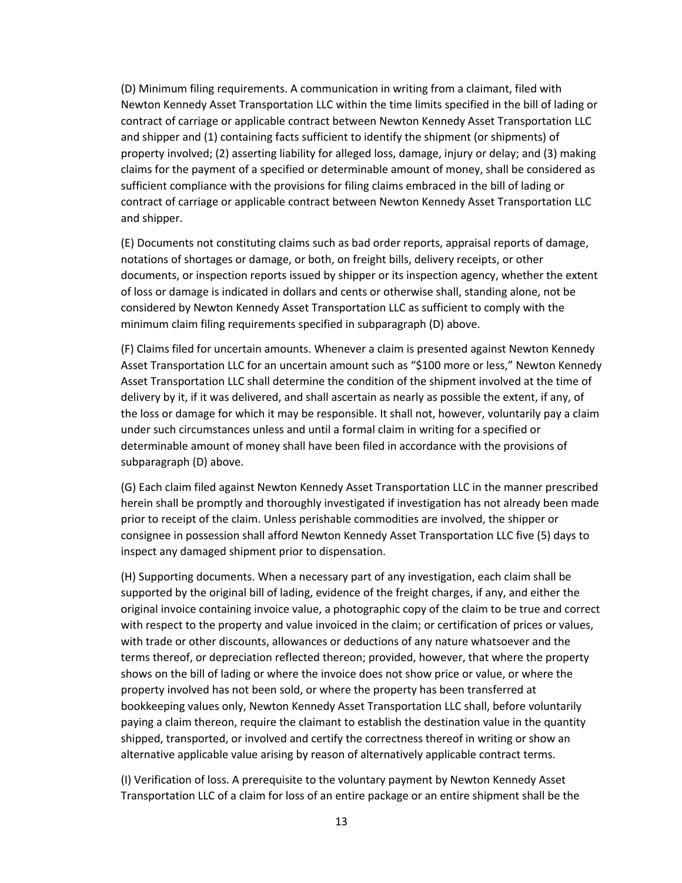(D) Minimum filing requirements. A communication in writing from a claimant, filed with Newton Kennedy Asset Transportation LLC within the time limits specified in the bill of lading or contract of carriage or applicable contract between Newton Kennedy Asset Transportation LLC and shipper and (1) containing facts sufficient to identify the shipment (or shipments) of property involved; (2) asserting liability for alleged loss, damage, injury or delay; and (3) making claims for the payment of a specified or determinable amount of money, shall be considered as sufficient compliance with the provisions for filing claims embraced in the bill of lading or contract of carriage or applicable contract between Newton Kennedy Asset Transportation LLC and shipper.

(E) Documents not constituting claims such as bad order reports, appraisal reports of damage, notations of shortages or damage, or both, on freight bills, delivery receipts, or other documents, or inspection reports issued by shipper or its inspection agency, whether the extent of loss or damage is indicated in dollars and cents or otherwise shall, standing alone, not be considered by Newton Kennedy Asset Transportation LLC as sufficient to comply with the minimum claim filing requirements specified in subparagraph (D) above.

(F) Claims filed for uncertain amounts. Whenever a claim is presented against Newton Kennedy Asset Transportation LLC for an uncertain amount such as "$100 more or less," Newton Kennedy Asset Transportation LLC shall determine the condition of the shipment involved at the time of delivery by it, if it was delivered, and shall ascertain as nearly as possible the extent, if any, of the loss or damage for which it may be responsible. It shall not, however, voluntarily pay a claim under such circumstances unless and until a formal claim in writing for a specified or determinable amount of money shall have been filed in accordance with the provisions of subparagraph (D) above.

(G) Each claim filed against Newton Kennedy Asset Transportation LLC in the manner prescribed herein shall be promptly and thoroughly investigated if investigation has not already been made prior to receipt of the claim. Unless perishable commodities are involved, the shipper or consignee in possession shall afford Newton Kennedy Asset Transportation LLC five (5) days to inspect any damaged shipment prior to dispensation.

(H) Supporting documents. When a necessary part of any investigation, each claim shall be supported by the original bill of lading, evidence of the freight charges, if any, and either the original invoice containing invoice value, a photographic copy of the claim to be true and correct with respect to the property and value invoiced in the claim; or certification of prices or values, with trade or other discounts, allowances or deductions of any nature whatsoever and the terms thereof, or depreciation reflected thereon; provided, however, that where the property shows on the bill of lading or where the invoice does not show price or value, or where the property involved has not been sold, or where the property has been transferred at bookkeeping values only, Newton Kennedy Asset Transportation LLC shall, before voluntarily paying a claim thereon, require the claimant to establish the destination value in the quantity shipped, transported, or involved and certify the correctness thereof in writing or show an alternative applicable value arising by reason of alternatively applicable contract terms.

(I) Verification of loss. A prerequisite to the voluntary payment by Newton Kennedy Asset Transportation LLC of a claim for loss of an entire package or an entire shipment shall be the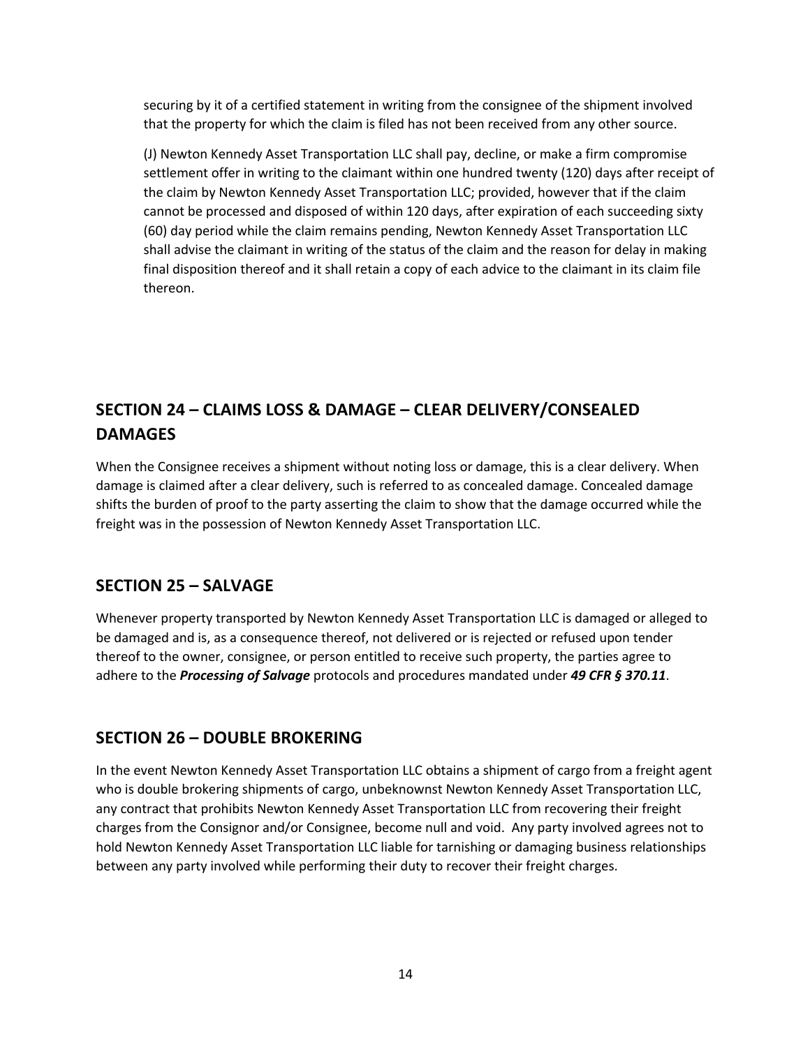securing by it of a certified statement in writing from the consignee of the shipment involved that the property for which the claim is filed has not been received from any other source.

(J) Newton Kennedy Asset Transportation LLC shall pay, decline, or make a firm compromise settlement offer in writing to the claimant within one hundred twenty (120) days after receipt of the claim by Newton Kennedy Asset Transportation LLC; provided, however that if the claim cannot be processed and disposed of within 120 days, after expiration of each succeeding sixty (60) day period while the claim remains pending, Newton Kennedy Asset Transportation LLC shall advise the claimant in writing of the status of the claim and the reason for delay in making final disposition thereof and it shall retain a copy of each advice to the claimant in its claim file thereon.

## SECTION 24 – CLAIMS LOSS & DAMAGE – CLEAR DELIVERY/CONSEALED DAMAGES

When the Consignee receives a shipment without noting loss or damage, this is a clear delivery. When damage is claimed after a clear delivery, such is referred to as concealed damage. Concealed damage shifts the burden of proof to the party asserting the claim to show that the damage occurred while the freight was in the possession of Newton Kennedy Asset Transportation LLC.

## SECTION 25 – SALVAGE

Whenever property transported by Newton Kennedy Asset Transportation LLC is damaged or alleged to be damaged and is, as a consequence thereof, not delivered or is rejected or refused upon tender thereof to the owner, consignee, or person entitled to receive such property, the parties agree to adhere to the ***Processing of Salvage*** protocols and procedures mandated under ***49 CFR § 370.11***.

## SECTION 26 – DOUBLE BROKERING

In the event Newton Kennedy Asset Transportation LLC obtains a shipment of cargo from a freight agent who is double brokering shipments of cargo, unbeknownst Newton Kennedy Asset Transportation LLC, any contract that prohibits Newton Kennedy Asset Transportation LLC from recovering their freight charges from the Consignor and/or Consignee, become null and void. Any party involved agrees not to hold Newton Kennedy Asset Transportation LLC liable for tarnishing or damaging business relationships between any party involved while performing their duty to recover their freight charges.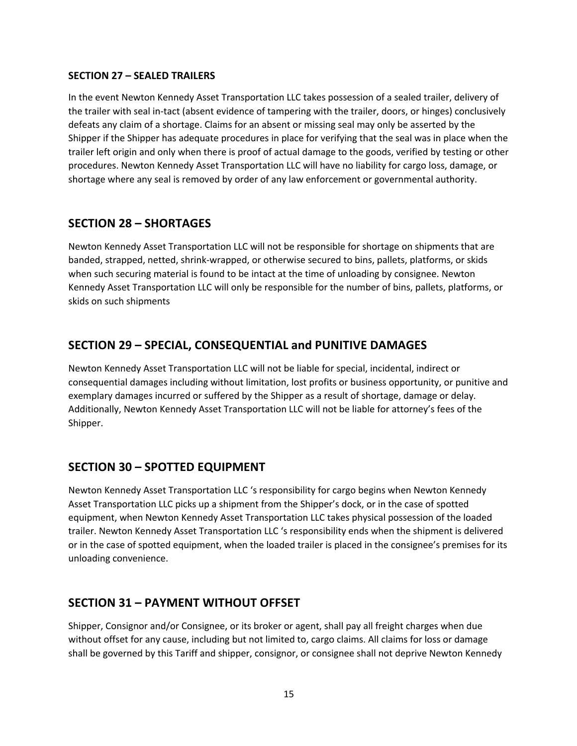**SECTION 27 – SEALED TRAILERS**

In the event Newton Kennedy Asset Transportation LLC takes possession of a sealed trailer, delivery of the trailer with seal in-tact (absent evidence of tampering with the trailer, doors, or hinges) conclusively defeats any claim of a shortage. Claims for an absent or missing seal may only be asserted by the Shipper if the Shipper has adequate procedures in place for verifying that the seal was in place when the trailer left origin and only when there is proof of actual damage to the goods, verified by testing or other procedures. Newton Kennedy Asset Transportation LLC will have no liability for cargo loss, damage, or shortage where any seal is removed by order of any law enforcement or governmental authority.

## SECTION 28 – SHORTAGES

Newton Kennedy Asset Transportation LLC will not be responsible for shortage on shipments that are banded, strapped, netted, shrink-wrapped, or otherwise secured to bins, pallets, platforms, or skids when such securing material is found to be intact at the time of unloading by consignee. Newton Kennedy Asset Transportation LLC will only be responsible for the number of bins, pallets, platforms, or skids on such shipments

## SECTION 29 – SPECIAL, CONSEQUENTIAL and PUNITIVE DAMAGES

Newton Kennedy Asset Transportation LLC will not be liable for special, incidental, indirect or consequential damages including without limitation, lost profits or business opportunity, or punitive and exemplary damages incurred or suffered by the Shipper as a result of shortage, damage or delay. Additionally, Newton Kennedy Asset Transportation LLC will not be liable for attorney's fees of the Shipper.

## SECTION 30 – SPOTTED EQUIPMENT

Newton Kennedy Asset Transportation LLC 's responsibility for cargo begins when Newton Kennedy Asset Transportation LLC picks up a shipment from the Shipper's dock, or in the case of spotted equipment, when Newton Kennedy Asset Transportation LLC takes physical possession of the loaded trailer. Newton Kennedy Asset Transportation LLC 's responsibility ends when the shipment is delivered or in the case of spotted equipment, when the loaded trailer is placed in the consignee's premises for its unloading convenience.

## SECTION 31 – PAYMENT WITHOUT OFFSET

Shipper, Consignor and/or Consignee, or its broker or agent, shall pay all freight charges when due without offset for any cause, including but not limited to, cargo claims. All claims for loss or damage shall be governed by this Tariff and shipper, consignor, or consignee shall not deprive Newton Kennedy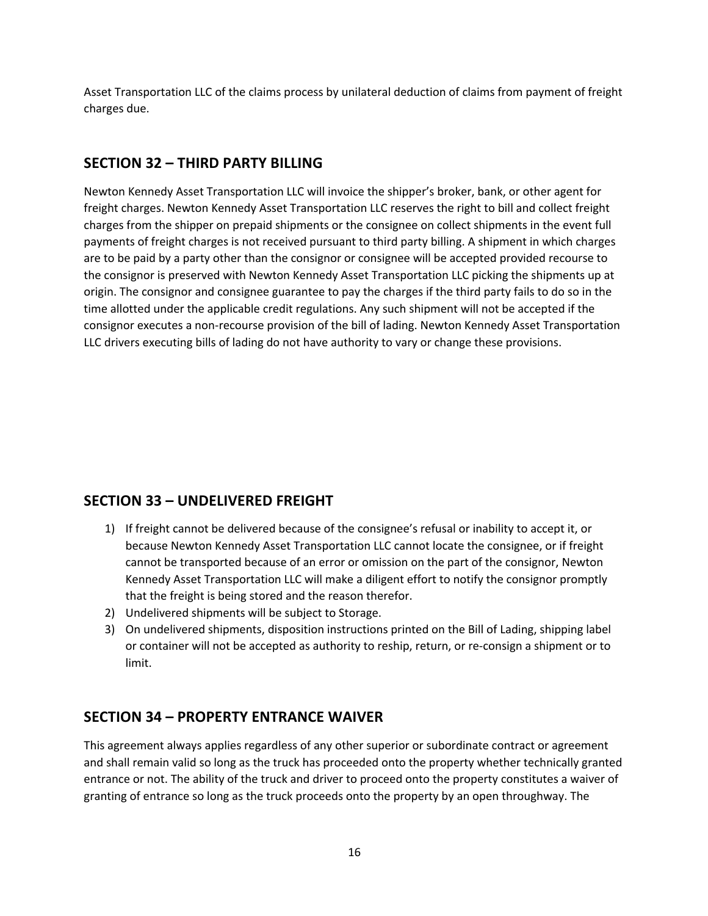Asset Transportation LLC of the claims process by unilateral deduction of claims from payment of freight charges due.

## SECTION 32 – THIRD PARTY BILLING

Newton Kennedy Asset Transportation LLC will invoice the shipper's broker, bank, or other agent for freight charges. Newton Kennedy Asset Transportation LLC reserves the right to bill and collect freight charges from the shipper on prepaid shipments or the consignee on collect shipments in the event full payments of freight charges is not received pursuant to third party billing. A shipment in which charges are to be paid by a party other than the consignor or consignee will be accepted provided recourse to the consignor is preserved with Newton Kennedy Asset Transportation LLC picking the shipments up at origin. The consignor and consignee guarantee to pay the charges if the third party fails to do so in the time allotted under the applicable credit regulations. Any such shipment will not be accepted if the consignor executes a non-recourse provision of the bill of lading. Newton Kennedy Asset Transportation LLC drivers executing bills of lading do not have authority to vary or change these provisions.

## SECTION 33 – UNDELIVERED FREIGHT

1) If freight cannot be delivered because of the consignee's refusal or inability to accept it, or because Newton Kennedy Asset Transportation LLC cannot locate the consignee, or if freight cannot be transported because of an error or omission on the part of the consignor, Newton Kennedy Asset Transportation LLC will make a diligent effort to notify the consignor promptly that the freight is being stored and the reason therefor.
2) Undelivered shipments will be subject to Storage.
3) On undelivered shipments, disposition instructions printed on the Bill of Lading, shipping label or container will not be accepted as authority to reship, return, or re-consign a shipment or to limit.

## SECTION 34 – PROPERTY ENTRANCE WAIVER

This agreement always applies regardless of any other superior or subordinate contract or agreement and shall remain valid so long as the truck has proceeded onto the property whether technically granted entrance or not. The ability of the truck and driver to proceed onto the property constitutes a waiver of granting of entrance so long as the truck proceeds onto the property by an open throughway. The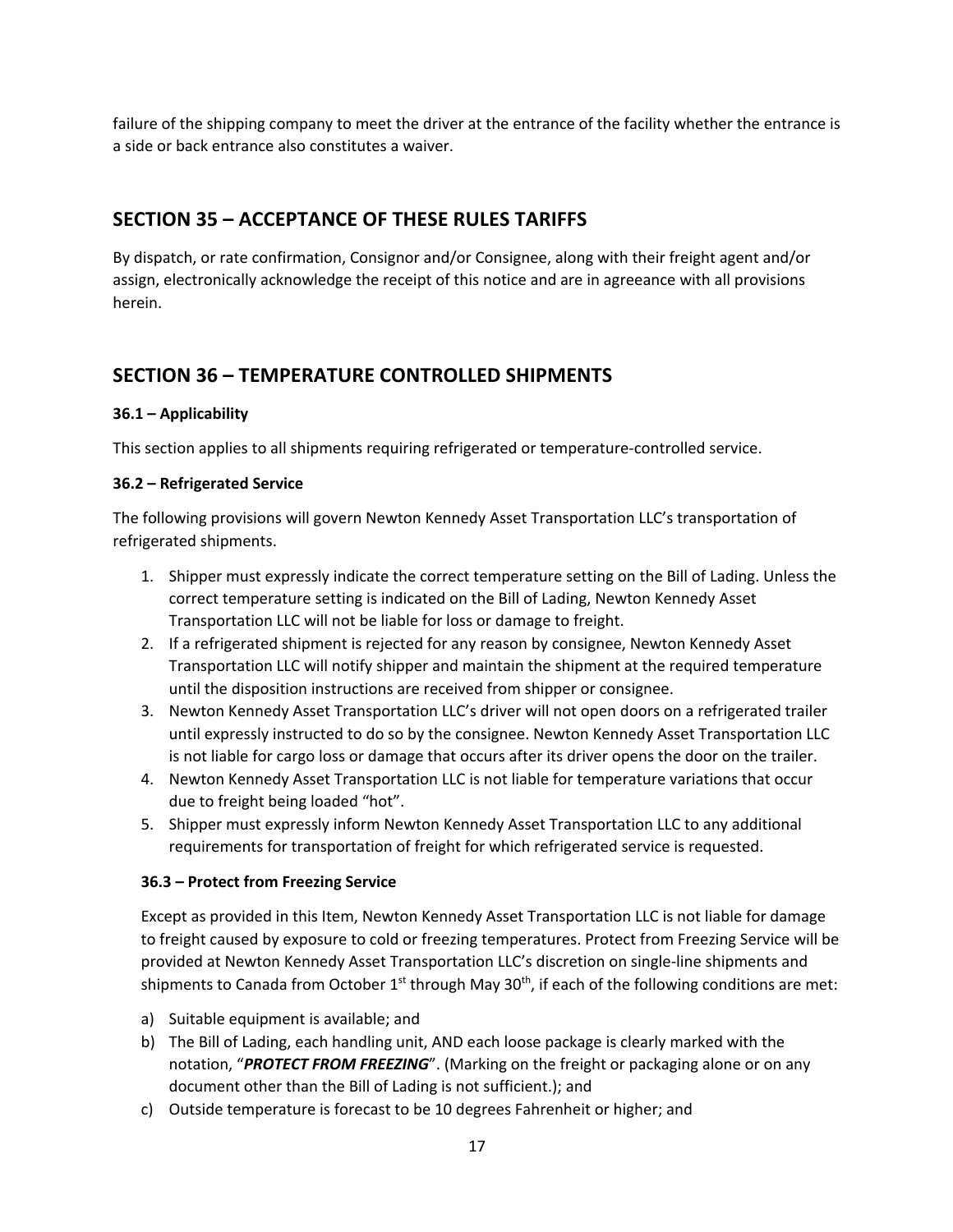failure of the shipping company to meet the driver at the entrance of the facility whether the entrance is a side or back entrance also constitutes a waiver.

## SECTION 35 – ACCEPTANCE OF THESE RULES TARIFFS

By dispatch, or rate confirmation, Consignor and/or Consignee, along with their freight agent and/or assign, electronically acknowledge the receipt of this notice and are in agreeance with all provisions herein.

## SECTION 36 – TEMPERATURE CONTROLLED SHIPMENTS

**36.1 – Applicability**

This section applies to all shipments requiring refrigerated or temperature-controlled service.

**36.2 – Refrigerated Service**

The following provisions will govern Newton Kennedy Asset Transportation LLC's transportation of refrigerated shipments.

1. Shipper must expressly indicate the correct temperature setting on the Bill of Lading. Unless the correct temperature setting is indicated on the Bill of Lading, Newton Kennedy Asset Transportation LLC will not be liable for loss or damage to freight.
2. If a refrigerated shipment is rejected for any reason by consignee, Newton Kennedy Asset Transportation LLC will notify shipper and maintain the shipment at the required temperature until the disposition instructions are received from shipper or consignee.
3. Newton Kennedy Asset Transportation LLC's driver will not open doors on a refrigerated trailer until expressly instructed to do so by the consignee. Newton Kennedy Asset Transportation LLC is not liable for cargo loss or damage that occurs after its driver opens the door on the trailer.
4. Newton Kennedy Asset Transportation LLC is not liable for temperature variations that occur due to freight being loaded "hot".
5. Shipper must expressly inform Newton Kennedy Asset Transportation LLC to any additional requirements for transportation of freight for which refrigerated service is requested.

**36.3 – Protect from Freezing Service**

Except as provided in this Item, Newton Kennedy Asset Transportation LLC is not liable for damage to freight caused by exposure to cold or freezing temperatures. Protect from Freezing Service will be provided at Newton Kennedy Asset Transportation LLC's discretion on single-line shipments and shipments to Canada from October 1st through May 30th, if each of the following conditions are met:

a) Suitable equipment is available; and
b) The Bill of Lading, each handling unit, AND each loose package is clearly marked with the notation, "***PROTECT FROM FREEZING***". (Marking on the freight or packaging alone or on any document other than the Bill of Lading is not sufficient.); and
c) Outside temperature is forecast to be 10 degrees Fahrenheit or higher; and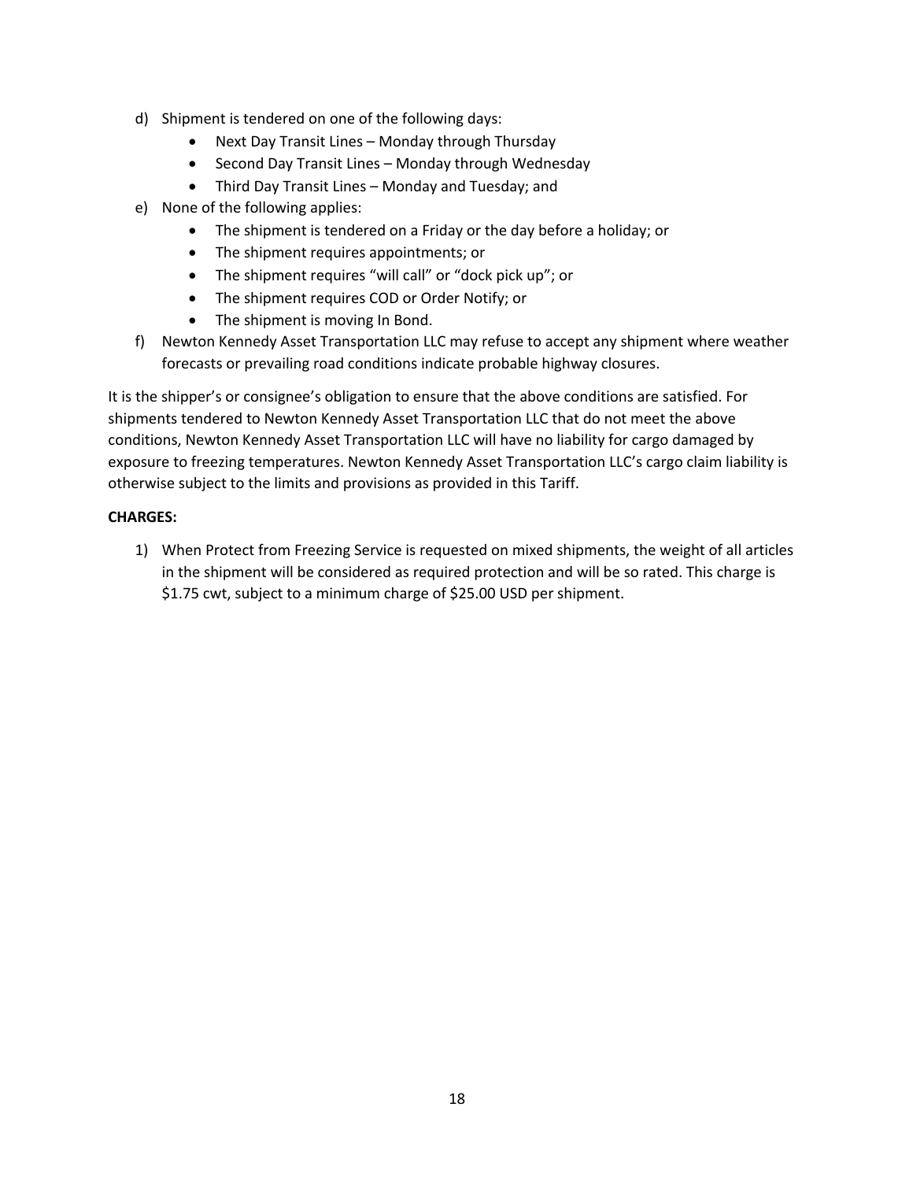d) Shipment is tendered on one of the following days:
   - Next Day Transit Lines – Monday through Thursday
   - Second Day Transit Lines – Monday through Wednesday
   - Third Day Transit Lines – Monday and Tuesday; and

e) None of the following applies:
   - The shipment is tendered on a Friday or the day before a holiday; or
   - The shipment requires appointments; or
   - The shipment requires "will call" or "dock pick up"; or
   - The shipment requires COD or Order Notify; or
   - The shipment is moving In Bond.

f) Newton Kennedy Asset Transportation LLC may refuse to accept any shipment where weather forecasts or prevailing road conditions indicate probable highway closures.

It is the shipper's or consignee's obligation to ensure that the above conditions are satisfied. For shipments tendered to Newton Kennedy Asset Transportation LLC that do not meet the above conditions, Newton Kennedy Asset Transportation LLC will have no liability for cargo damaged by exposure to freezing temperatures. Newton Kennedy Asset Transportation LLC's cargo claim liability is otherwise subject to the limits and provisions as provided in this Tariff.

**CHARGES:**

1) When Protect from Freezing Service is requested on mixed shipments, the weight of all articles in the shipment will be considered as required protection and will be so rated. This charge is $1.75 cwt, subject to a minimum charge of $25.00 USD per shipment.